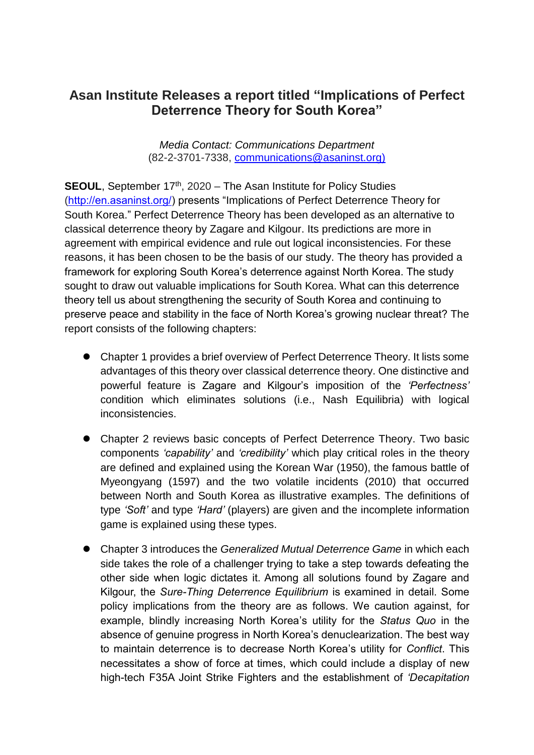# Asan Institute Releases a report titled "Implications of Perfect Deterrence Theory for South Korea"

*Media Contact: Communications Department*
(82-2-3701-7338, communications@asaninst.org)

**SEOUL**, September 17th, 2020 – The Asan Institute for Policy Studies (http://en.asaninst.org/) presents "Implications of Perfect Deterrence Theory for South Korea." Perfect Deterrence Theory has been developed as an alternative to classical deterrence theory by Zagare and Kilgour. Its predictions are more in agreement with empirical evidence and rule out logical inconsistencies. For these reasons, it has been chosen to be the basis of our study. The theory has provided a framework for exploring South Korea's deterrence against North Korea. The study sought to draw out valuable implications for South Korea. What can this deterrence theory tell us about strengthening the security of South Korea and continuing to preserve peace and stability in the face of North Korea's growing nuclear threat? The report consists of the following chapters:

- Chapter 1 provides a brief overview of Perfect Deterrence Theory. It lists some advantages of this theory over classical deterrence theory. One distinctive and powerful feature is Zagare and Kilgour's imposition of the *'Perfectness'* condition which eliminates solutions (i.e., Nash Equilibria) with logical inconsistencies.
- Chapter 2 reviews basic concepts of Perfect Deterrence Theory. Two basic components *'capability'* and *'credibility'* which play critical roles in the theory are defined and explained using the Korean War (1950), the famous battle of Myeongyang (1597) and the two volatile incidents (2010) that occurred between North and South Korea as illustrative examples. The definitions of type *'Soft'* and type *'Hard'* (players) are given and the incomplete information game is explained using these types.
- Chapter 3 introduces the *Generalized Mutual Deterrence Game* in which each side takes the role of a challenger trying to take a step towards defeating the other side when logic dictates it. Among all solutions found by Zagare and Kilgour, the *Sure-Thing Deterrence Equilibrium* is examined in detail. Some policy implications from the theory are as follows. We caution against, for example, blindly increasing North Korea's utility for the *Status Quo* in the absence of genuine progress in North Korea's denuclearization. The best way to maintain deterrence is to decrease North Korea's utility for *Conflict*. This necessitates a show of force at times, which could include a display of new high-tech F35A Joint Strike Fighters and the establishment of *'Decapitation*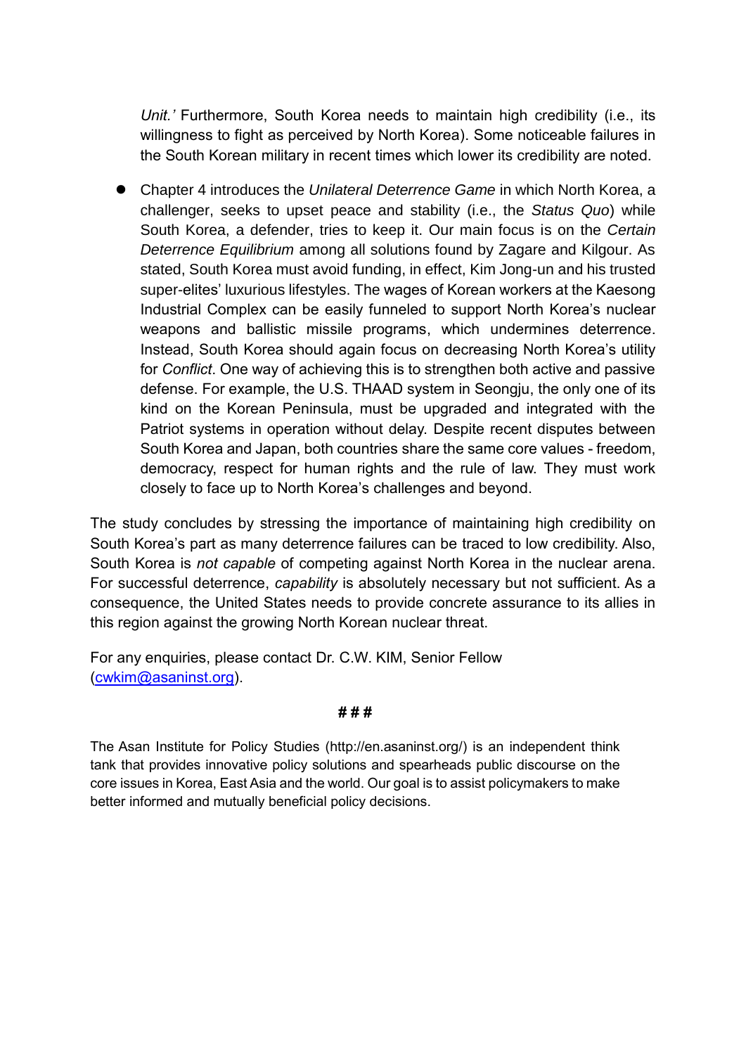*Unit.'* Furthermore, South Korea needs to maintain high credibility (i.e., its willingness to fight as perceived by North Korea). Some noticeable failures in the South Korean military in recent times which lower its credibility are noted.

- Chapter 4 introduces the *Unilateral Deterrence Game* in which North Korea, a challenger, seeks to upset peace and stability (i.e., the *Status Quo*) while South Korea, a defender, tries to keep it. Our main focus is on the *Certain Deterrence Equilibrium* among all solutions found by Zagare and Kilgour. As stated, South Korea must avoid funding, in effect, Kim Jong-un and his trusted super-elites' luxurious lifestyles. The wages of Korean workers at the Kaesong Industrial Complex can be easily funneled to support North Korea's nuclear weapons and ballistic missile programs, which undermines deterrence. Instead, South Korea should again focus on decreasing North Korea's utility for *Conflict*. One way of achieving this is to strengthen both active and passive defense. For example, the U.S. THAAD system in Seongju, the only one of its kind on the Korean Peninsula, must be upgraded and integrated with the Patriot systems in operation without delay. Despite recent disputes between South Korea and Japan, both countries share the same core values - freedom, democracy, respect for human rights and the rule of law. They must work closely to face up to North Korea's challenges and beyond.

The study concludes by stressing the importance of maintaining high credibility on South Korea's part as many deterrence failures can be traced to low credibility. Also, South Korea is *not capable* of competing against North Korea in the nuclear arena. For successful deterrence, *capability* is absolutely necessary but not sufficient. As a consequence, the United States needs to provide concrete assurance to its allies in this region against the growing North Korean nuclear threat.

For any enquiries, please contact Dr. C.W. KIM, Senior Fellow (cwkim@asaninst.org).

**# # #**

The Asan Institute for Policy Studies (http://en.asaninst.org/) is an independent think tank that provides innovative policy solutions and spearheads public discourse on the core issues in Korea, East Asia and the world. Our goal is to assist policymakers to make better informed and mutually beneficial policy decisions.